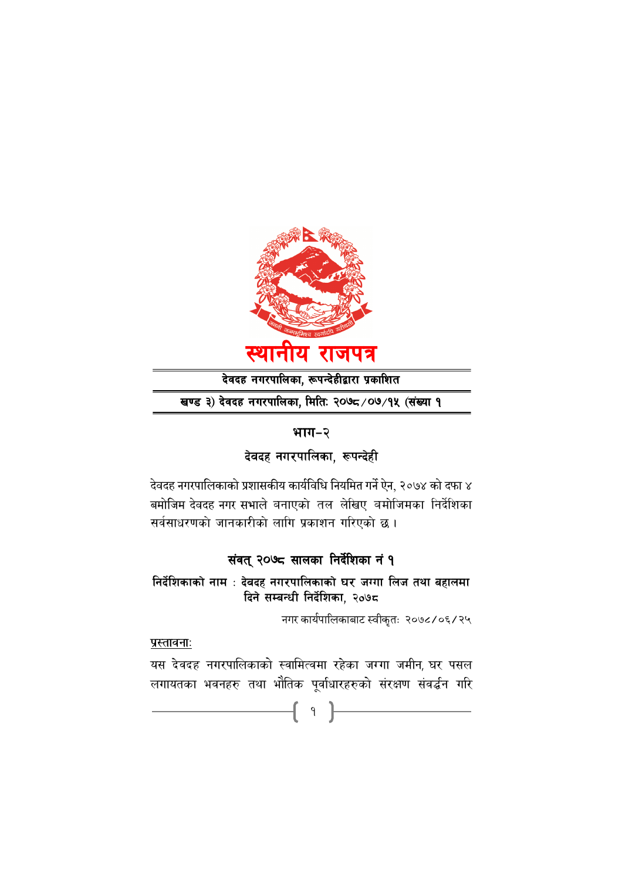# स्थानीय राजपत्र

**देवदह नगरपालिका, रूपन्देहीद्वारा प्रकाशित**

**खण्ड ३) देवदह नगरपालिका, मितिः २०७८/०७/१५ (संख्या १**

## भाग–२

### देवदह नगरपालिका, रूपन्देही

देवदह नगरपालिकाको प्रशासकीय कार्यविधि नियमित गर्ने ऐन, २०७४ को दफा ४ बमोजिम देवदह नगर सभाले बनाएको तल लेखिए बमोजिमका निर्देशिका सर्वसाधरणको जानकारीको लागि प्रकाशन गरिएको छ ।

### संवत् २०७८ सालका निर्देशिका नं १

**निर्देशिकाको नाम : देवदह नगरपालिकाको घर जग्गा लिज तथा बहालमा दिने सम्बन्धी निर्देशिका, २०७८**

नगर कार्यपालिकाबाट स्वीकृतः २०७८/०६/२५

<u>प्रस्तावनाः</u>

यस देवदह नगरपालिकाको स्वामित्वमा रहेका जग्गा जमीन, घर पसल लगायतका भवनहरु तथा भौतिक पूर्वाधारहरुको संरक्षण संवर्द्धन गरि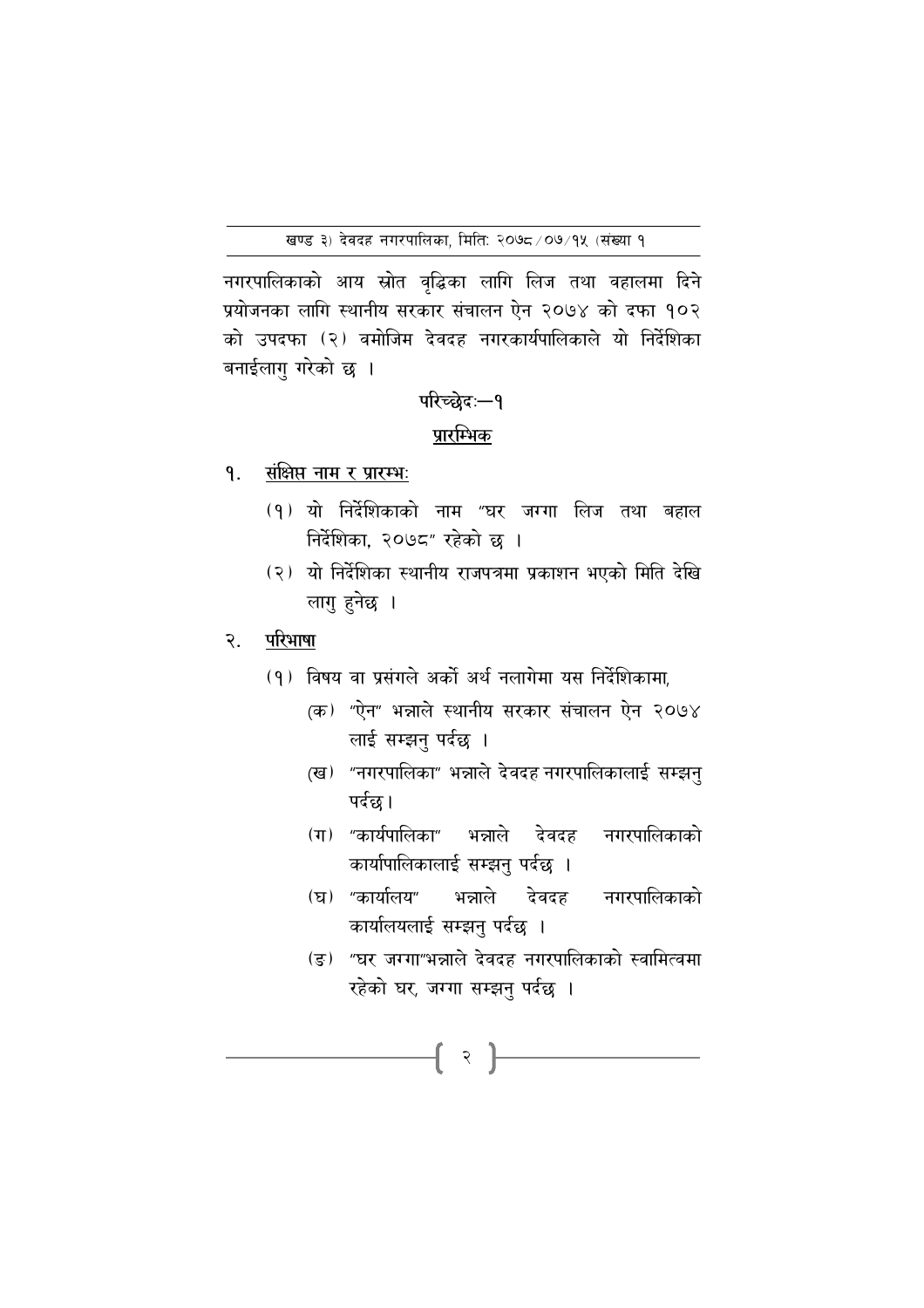नगरपालिकाको आय स्रोत वृद्धिका लागि लिज तथा वहालमा दिने प्रयोजनका लागि स्थानीय सरकार संचालन ऐन २०७४ को दफा १०२ को उपदफा (२) वमोजिम देवदह नगरकार्यपालिकाले यो निर्देशिका बनाईलागु गरेको छ ।

## परिच्छेदः—१

## प्रारम्भिक

१. **संक्षिप्त नाम र प्रारम्भः**

(१) यो निर्देशिकाको नाम "घर जग्गा लिज तथा बहाल निर्देशिका, २०७८" रहेको छ ।

(२) यो निर्देशिका स्थानीय राजपत्रमा प्रकाशन भएको मिति देखि लागु हुनेछ ।

२. **परिभाषा**

(१) विषय वा प्रसंगले अर्को अर्थ नलागेमा यस निर्देशिकामा,

(क) "ऐन" भन्नाले स्थानीय सरकार संचालन ऐन २०७४ लाई सम्झनु पर्दछ ।

(ख) "नगरपालिका" भन्नाले देवदह नगरपालिकालाई सम्झनु पर्दछ।

(ग) "कार्यपालिका" भन्नाले देवदह नगरपालिकाको कार्यापालिकालाई सम्झनु पर्दछ ।

(घ) "कार्यालय" भन्नाले देवदह नगरपालिकाको कार्यालयलाई सम्झनु पर्दछ ।

(ङ) "घर जग्गा"भन्नाले देवदह नगरपालिकाको स्वामित्वमा रहेको घर, जग्गा सम्झनु पर्दछ ।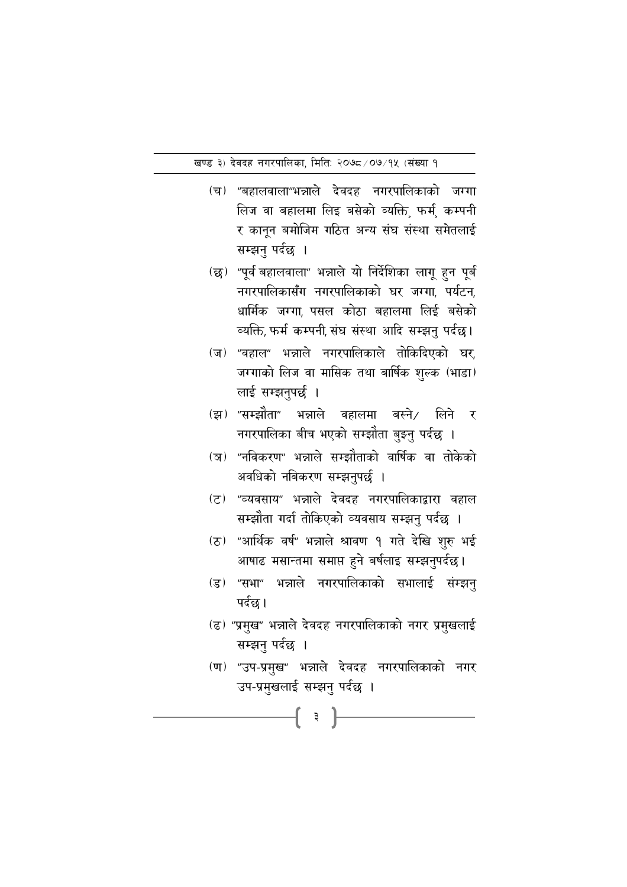(च) "बहालवाला"भन्नाले देवदह नगरपालिकाको जग्गा लिज वा बहालमा लिइ बसेको व्यक्ति, फर्म, कम्पनी र कानून बमोजिम गठित अन्य संघ संस्था समेतलाई सम्झनु पर्दछ ।

(छ) "पूर्व बहालवाला" भन्नाले यो निर्देशिका लागू हुन पूर्व नगरपालिकासँग नगरपालिकाको घर जग्गा, पर्यटन, धार्मिक जग्गा, पसल कोठा बहालमा लिई बसेको व्यक्ति, फर्म कम्पनी, संघ संस्था आदि सम्झनु पर्दछ।

(ज) "वहाल" भन्नाले नगरपालिकाले तोकिदिएको घर, जग्गाको लिज वा मासिक तथा बार्षिक शुल्क (भाडा) लाई सम्झनुपर्छ ।

(झ) "सम्झौता" भन्नाले वहालमा बस्ने/ लिने र नगरपालिका बीच भएको सम्झौता बुझ्नु पर्दछ ।

(ञ) "नविकरण" भन्नाले सम्झौताको वार्षिक वा तोकेको अवधिको नबिकरण सम्झनुपर्छ ।

(ट) "व्यवसाय" भन्नाले देवदह नगरपालिकाद्वारा वहाल सम्झौता गर्दा तोकिएको व्यवसाय सम्झनु पर्दछ ।

(ठ) "आर्थिक वर्ष" भन्नाले श्रावण १ गते देखि शुरु भई आषाढ मसान्तमा समाप्त हुने बर्षलाइ सम्झनुपर्दछ।

(ड) "सभा" भन्नाले नगरपालिकाको सभालाई संम्झनु पर्दछ।

(ढ) "प्रमुख" भन्नाले देवदह नगरपालिकाको नगर प्रमुखलाई सम्झनु पर्दछ ।

(ण) "उप-प्रमुख" भन्नाले देवदह नगरपालिकाको नगर उप-प्रमुखलाई सम्झनु पर्दछ ।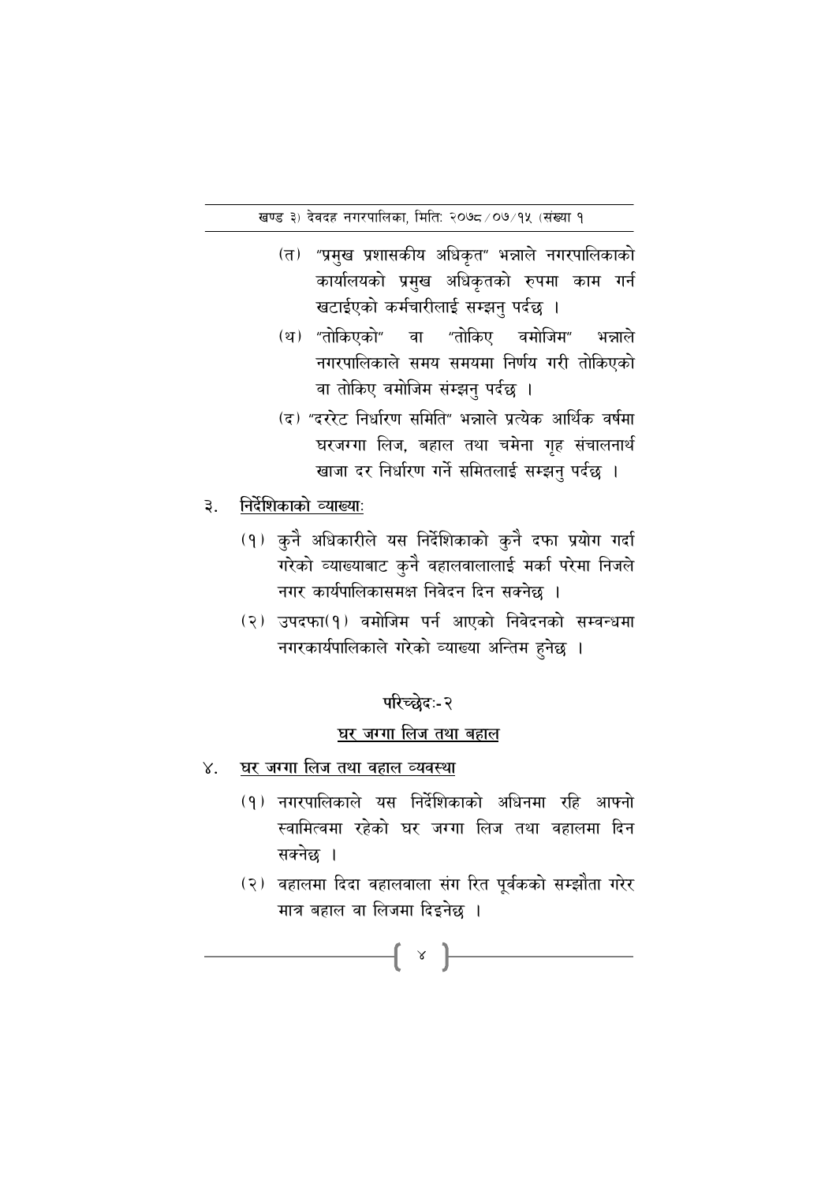(त) "प्रमुख प्रशासकीय अधिकृत" भन्नाले नगरपालिकाको कार्यालयको प्रमुख अधिकृतको रुपमा काम गर्न खटाईएको कर्मचारीलाई सम्झनु पर्दछ ।

(थ) "तोकिएको" वा "तोकिए वमोजिम" भन्नाले नगरपालिकाले समय समयमा निर्णय गरी तोकिएको वा तोकिए वमोजिम संम्झनु पर्दछ ।

(द) "दररेट निर्धारण समिति" भन्नाले प्रत्येक आर्थिक वर्षमा घरजग्गा लिज, बहाल तथा चमेना गृह संचालनार्थ खाजा दर निर्धारण गर्ने समितलाई सम्झनु पर्दछ ।

३. <u>निर्देशिकाको व्याख्याः</u>

(१) कुनै अधिकारीले यस निर्देशिकाको कुनै दफा प्रयोग गर्दा गरेको व्याख्याबाट कुनै वहालवालालाई मर्का परेमा निजले नगर कार्यपालिकासमक्ष निवेदन दिन सक्नेछ ।

(२) उपदफा(१) वमोजिम पर्न आएको निवेदनको सम्वन्धमा नगरकार्यपालिकाले गरेको व्याख्या अन्तिम हुनेछ ।

## परिच्छेदः-२

## <u>घर जग्गा लिज तथा बहाल</u>

४. <u>घर जग्गा लिज तथा वहाल व्यवस्था</u>

(१) नगरपालिकाले यस निर्देशिकाको अधिनमा रहि आफ्नो स्वामित्वमा रहेको घर जग्गा लिज तथा वहालमा दिन सक्नेछ ।

(२) वहालमा दिदा वहालवाला संग रित पूर्वकको सम्झौता गरेर मात्र बहाल वा लिजमा दिइनेछ ।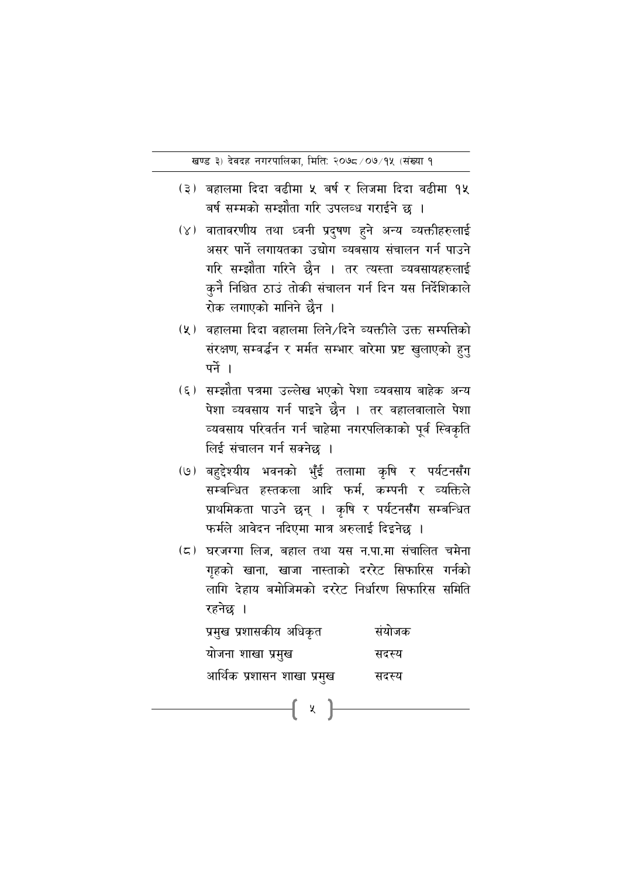(३) बहालमा दिदा वढीमा ५ बर्ष र लिजमा दिदा वढीमा १५ बर्ष सम्मको सम्झौता गरि उपलब्ध गराईने छ ।

(४) वातावरणीय तथा ध्वनी प्रदुषण हुने अन्य व्यक्तीहरुलाई असर पार्ने लगायतका उद्योग व्यवसाय संचालन गर्न पाउने गरि सम्झौता गरिने छैन । तर त्यस्ता व्यवसायहरुलाई कुनै निश्चित ठाउं तोकी संचालन गर्न दिन यस निर्देशिकाले रोक लगाएको मानिने छैन ।

(५) वहालमा दिदा वहालमा लिने/दिने व्यक्तीले उक्त सम्पत्तिको संरक्षण, सम्वर्द्धन र मर्मत सम्भार वारेमा प्रष्ट खुलाएको हुनु पर्ने ।

(६) सम्झौता पत्रमा उल्लेख भएको पेशा व्यवसाय बाहेक अन्य पेशा व्यवसाय गर्न पाइने छैन । तर वहालवालाले पेशा व्यवसाय परिवर्तन गर्न चाहेमा नगरपलिकाको पूर्व स्विकृति लिई संचालन गर्न सक्नेछ ।

(७) बहुद्देश्यीय भवनको भुँई तलामा कृषि र पर्यटनसँग सम्बन्धित हस्तकला आदि फर्म, कम्पनी र व्यक्तिले प्राथमिकता पाउने छन् । कृषि र पर्यटनसँग सम्बन्धित फर्मले आवेदन नदिएमा मात्र अरुलाई दिइनेछ ।

(८) घरजग्गा लिज, बहाल तथा यस न.पा.मा संचालित चमेना गृहको खाना, खाजा नास्ताको दररेट सिफारिस गर्नको लागि देहाय बमोजिमको दररेट निर्धारण सिफारिस समिति रहनेछ ।

| | |
|---|---|
| प्रमुख प्रशासकीय अधिकृत | संयोजक |
| योजना शाखा प्रमुख | सदस्य |
| आर्थिक प्रशासन शाखा प्रमुख | सदस्य |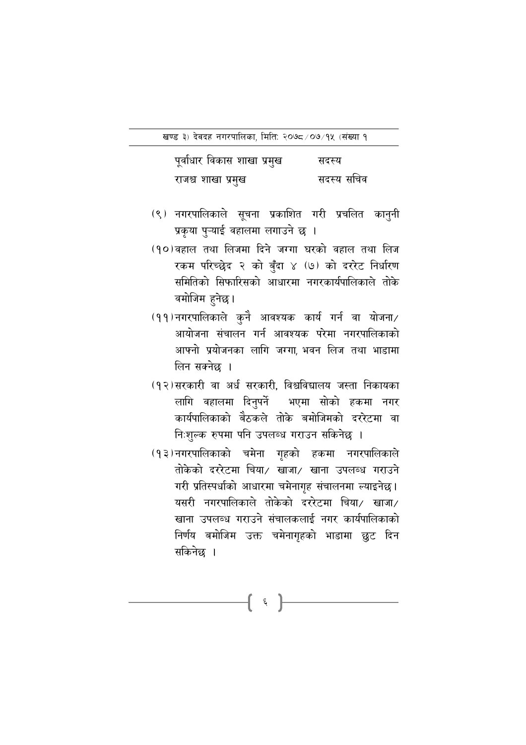| | |
|---|---|
| पूर्वाधार विकास शाखा प्रमुख | सदस्य |
| राजश्व शाखा प्रमुख | सदस्य सचिव |

(९) नगरपालिकाले सूचना प्रकाशित गरी प्रचलित कानुनी प्रकृया पुऱ्याई वहालमा लगाउने छ ।

(१०) वहाल तथा लिजमा दिने जग्गा घरको वहाल तथा लिज रकम परिच्छेद २ को बुँदा ४ (७) को दररेट निर्धारण समितिको सिफारिसको आधारमा नगरकार्यपालिकाले तोके वमोजिम हुनेछ।

(११) नगरपालिकाले कुनै आवश्यक कार्य गर्न वा योजना/ आयोजना संचालन गर्न आवश्यक परेमा नगरपालिकाको आफ्नो प्रयोजनका लागि जग्गा, भवन लिज तथा भाडामा लिन सक्नेछ ।

(१२) सरकारी वा अर्ध सरकारी, विश्वविद्यालय जस्ता निकायका लागि वहालमा दिनुपर्ने भएमा सोको हकमा नगर कार्यपालिकाको बैठकले तोके बमोजिमको दररेटमा वा निःशुल्क रुपमा पनि उपलब्ध गराउन सकिनेछ ।

(१३) नगरपालिकाको चमेना गृहको हकमा नगरपालिकाले तोकेको दररेटमा चिया/ खाजा/ खाना उपलब्ध गराउने गरी प्रतिस्पर्धाको आधारमा चमेनागृह संचालनमा ल्याइनेछ। यसरी नगरपालिकाले तोकेको दररेटमा चिया/ खाजा/ खाना उपलब्ध गराउने संचालकलाई नगर कार्यपालिकाको निर्णय बमोजिम उक्त चमेनागृहको भाडामा छुट दिन सकिनेछ ।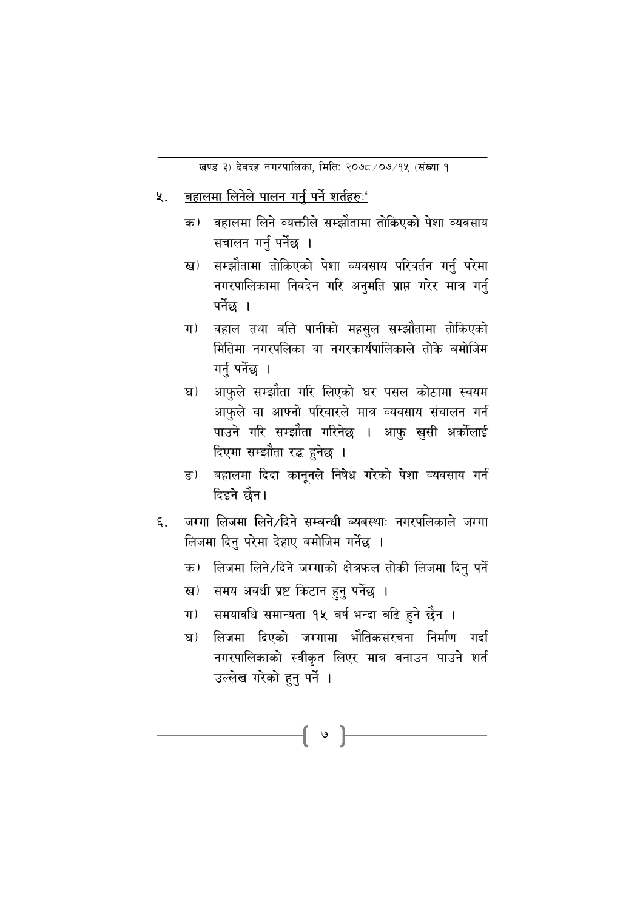५. <u>बहालमा लिनेले पालन गर्नु पर्ने शर्तहरुः'</u>

क) वहालमा लिने व्यक्तीले सम्झौतामा तोकिएको पेशा व्यवसाय संचालन गर्नु पर्नेछ ।

ख) सम्झौतामा तोकिएको पेशा व्यवसाय परिवर्तन गर्नु परेमा नगरपालिकामा निवदेन गरि अनुमति प्राप्त गरेर मात्र गर्नु पर्नेछ ।

ग) वहाल तथा बत्ति पानीको महसुल सम्झौतामा तोकिएको मितिमा नगरपलिका वा नगरकार्यपालिकाले तोके बमोजिम गर्नु पर्नेछ ।

घ) आफुले सम्झौता गरि लिएको घर पसल कोठामा स्वयम आफुले वा आफ्नो परिवारले मात्र व्यवसाय संचालन गर्न पाउने गरि सम्झौता गरिनेछ । आफु खुसी अर्कोलाई दिएमा सम्झौता रद्ध हुनेछ ।

ङ) बहालमा दिदा कानूनले निषेध गरेको पेशा व्यवसाय गर्न दिइने छैन।

६. <u>जग्गा लिजमा लिने/दिने सम्बन्धी व्यबस्थाः</u> नगरपलिकाले जग्गा लिजमा दिनु परेमा देहाए बमोजिम गर्नेछ ।

क) लिजमा लिने/दिने जग्गाको क्षेत्रफल तोकी लिजमा दिनु पर्ने

ख) समय अवधी प्रष्ट किटान हुनु पर्नेछ ।

ग) समयावधि समान्यता १५ बर्ष भन्दा बढि हुने छैन ।

घ) लिजमा दिएको जग्गामा भौतिकसंरचना निर्माण गर्दा नगरपालिकाको स्वीकृत लिएर मात्र वनाउन पाउने शर्त उल्लेख गरेको हुनु पर्ने ।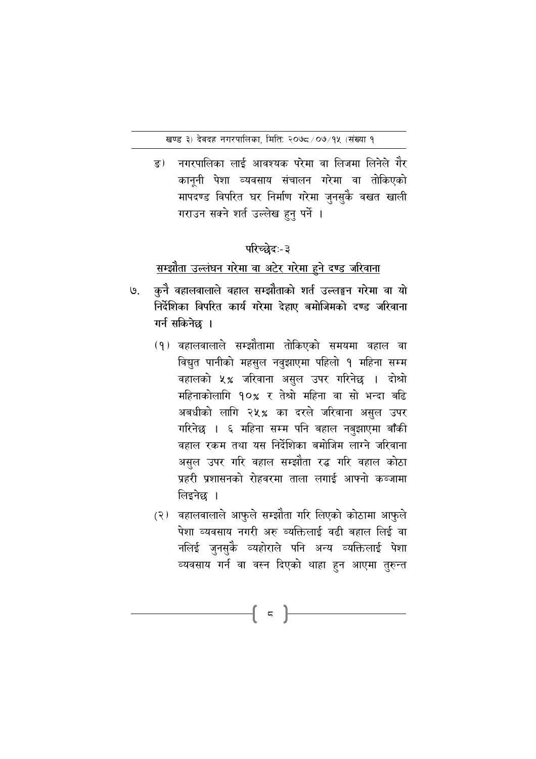ङ) नगरपालिका लाई आवश्यक परेमा वा लिजमा लिनेले गैर कानूनी पेशा व्यवसाय संचालन गरेमा वा तोकिएको मापदण्ड विपरित घर निर्माण गरेमा जुनसुकै वखत खाली गराउन सक्ने शर्त उल्लेख हुनु पर्ने ।

## परिच्छेदः-३

## सम्झौता उल्लंघन गरेमा वा अटेर गरेमा हुने दण्ड जरिवाना

**७. कुनै वहालवालाले वहाल सम्झौताको शर्त उल्लङ्घन गरेमा वा यो निर्देशिका विपरित कार्य गरेमा देहाए बमोजिमको दण्ड जरिवाना गर्न सकिनेछ ।**

(१) वहालवालाले सम्झौतामा तोकिएको समयमा वहाल वा विद्युत पानीको महसुल नवुझाएमा पहिलो १ महिना सम्म वहालको ५% जरिवाना असुल उपर गरिनेछ । दोश्रो महिनाकोलागि १०% र तेश्रो महिना वा सो भन्दा बढि अबधीको लागि २५% का दरले जरिवाना असुल उपर गरिनेछ । ६ महिना सम्म पनि बहाल नबुझाएमा बाँकी वहाल रकम तथा यस निर्देशिका बमोजिम लाग्ने जरिवाना असुल उपर गरि वहाल सम्झौता रद्ध गरि वहाल कोठा प्रहरी प्रशासनको रोहवरमा ताला लगाई आफ्नो कब्जामा लिइनेछ ।

(२) वहालवालाले आफुले सम्झौता गरि लिएको कोठामा आफुले पेशा व्यवसाय नगरी अरु व्यक्तिलाई वढी बहाल लिई वा नलिई जुनसुकै व्यहोराले पनि अन्य व्यक्तिलाई पेशा व्यवसाय गर्न वा वस्न दिएको थाहा हुन आएमा तुरुन्त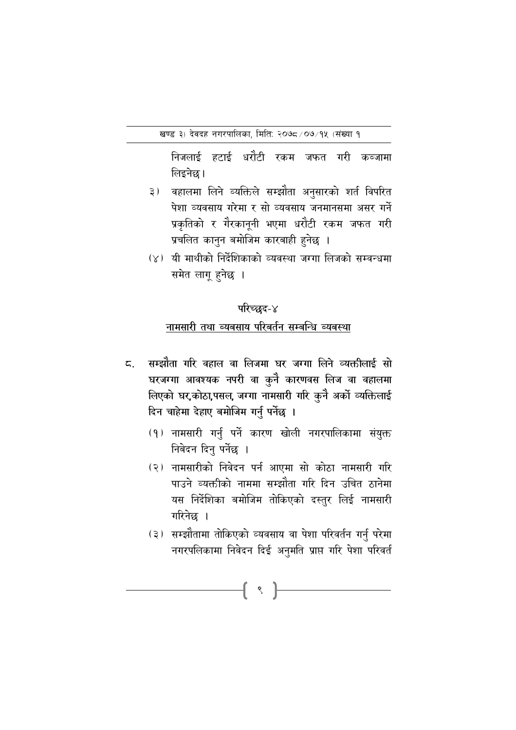निजलाई हटाई धरौटी रकम जफत गरी कब्जामा लिइनेछ।

(३) वहालमा लिने व्यक्तिले सम्झौता अनुसारको शर्त विपरित पेशा व्यवसाय गरेमा र सो व्यवसाय जनमानसमा असर गर्ने प्रकृतिको र गैरकानूनी भएमा धरौटी रकम जफत गरी प्रचलित कानुन बमोजिम कारबाही हुनेछ ।

(४) यी माथीको निर्देशिकाको व्यवस्था जग्गा लिजको सम्वन्धमा समेत लागू हुनेछ ।

## परिच्छेद-४

## नामसारी तथा ब्यवसाय परिबर्तन सम्बन्धि ब्यवस्था

**८. सम्झौता गरि वहाल वा लिजमा घर जग्गा लिने व्यक्तीलाई सो घरजग्गा आवश्यक नपरी वा कुनै कारणवस लिज वा वहालमा लिएको घर,कोठा,पसल, जग्गा नामसारी गरि कुनै अर्को व्यक्तिलाई दिन चाहेमा देहाए बमोजिम गर्नु पर्नेछ ।**

(१) नामसारी गर्नु पर्ने कारण खोली नगरपालिकामा संयुक्त निबेदन दिनु पर्नेछ ।

(२) नामसारीको निवेदन पर्न आएमा सो कोठा नामसारी गरि पाउने व्यक्तीको नाममा सम्झौता गरि दिन उचित ठानेमा यस निर्देशिका बमोजिम तोकिएको दस्तुर लिई नामसारी गरिनेछ ।

(३) सम्झौतामा तोकिएको व्यवसाय वा पेशा परिवर्तन गर्नु परेमा नगरपलिकामा निवेदन दिई अनुमति प्राप्त गरि पेशा परिवर्त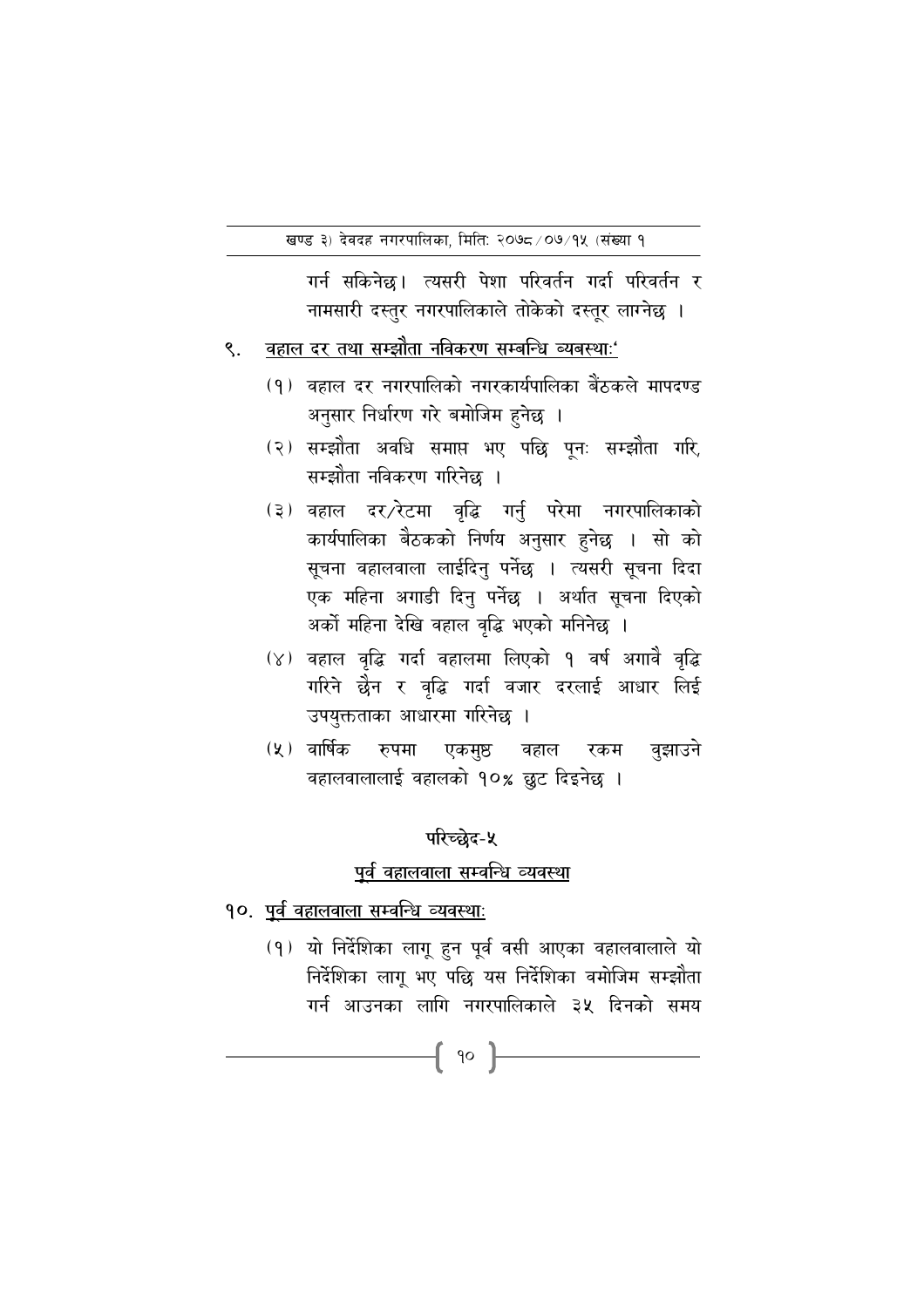गर्न सकिनेछ। त्यसरी पेशा परिवर्तन गर्दा परिवर्तन र नामसारी दस्तुर नगरपालिकाले तोकेको दस्तूर लाग्नेछ ।

९. <u>वहाल दर तथा सम्झौता नविकरण सम्बन्धि व्यबस्थाः</u>'

(१) वहाल दर नगरपालिको नगरकार्यपालिका बैंठकले मापदण्ड अनुसार निर्धारण गरे बमोजिम हुनेछ ।

(२) सम्झौता अवधि समाप्त भए पछि पूनः सम्झौता गरि, सम्झौता नविकरण गरिनेछ ।

(३) वहाल दर/रेटमा वृद्धि गर्नु परेमा नगरपालिकाको कार्यपालिका बैठकको निर्णय अनुसार हुनेछ । सो को सूचना वहालवाला लाईदिनु पर्नेछ । त्यसरी सूचना दिदा एक महिना अगाडी दिनु पर्नेछ । अर्थात सूचना दिएको अर्को महिना देखि वहाल वृद्धि भएको मनिनेछ ।

(४) वहाल वृद्धि गर्दा वहालमा लिएको १ वर्ष अगावै वृद्धि गरिने छैन र वृद्धि गर्दा वजार दरलाई आधार लिई उपयुक्तताका आधारमा गरिनेछ ।

(५) वार्षिक रुपमा एकमुष्ठ वहाल रकम वुझाउने वहालवालालाई वहालको १०% छुट दिइनेछ ।

## परिच्छेद-५

## <u>पुर्व वहालवाला सम्वन्धि व्यवस्था</u>

१०. <u>पुर्व वहालवाला सम्वन्धि व्यवस्थाः</u>

(१) यो निर्देशिका लागू हुन पूर्व वसी आएका वहालवालाले यो निर्देशिका लागू भए पछि यस निर्देशिका वमोजिम सम्झौता गर्न आउनका लागि नगरपालिकाले ३५ दिनको समय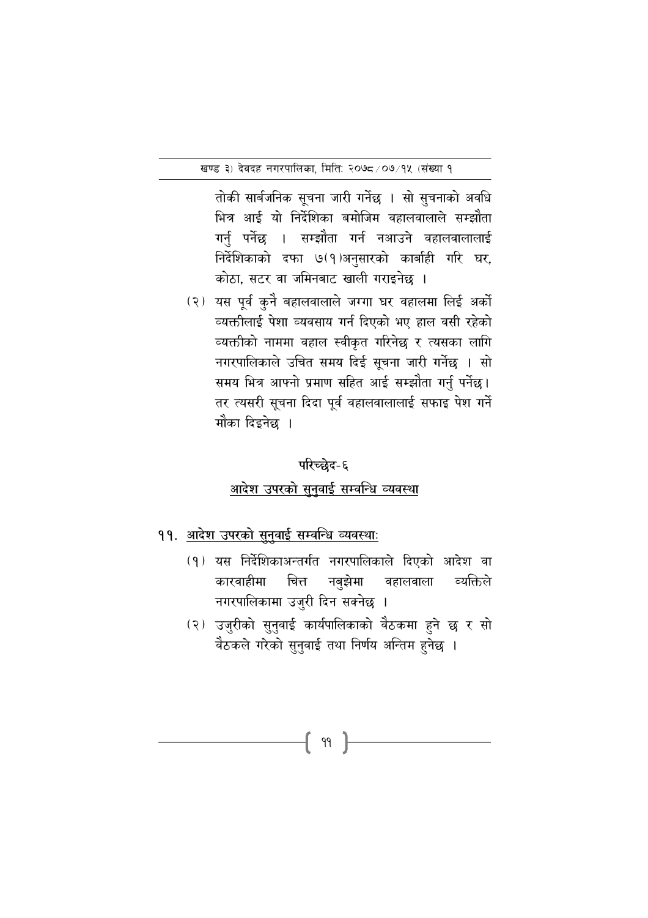तोकी सार्बजनिक सूचना जारी गर्नेछ । सो सुचनाको अवधि भित्र आई यो निर्देशिका बमोजिम वहालवालाले सम्झौता गर्नु पर्नेछ । सम्झौता गर्न नआउने वहालवालालाई निर्देशिकाको दफा ७(१)अनुसारको कार्बाही गरि घर, कोठा, सटर वा जमिनबाट खाली गराइनेछ ।

(२) यस पूर्व कुनै बहालवालाले जग्गा घर वहालमा लिई अर्को व्यक्तीलाई पेशा व्यवसाय गर्न दिएको भए हाल वसी रहेको व्यक्तीको नाममा वहाल स्वीकृत गरिनेछ र त्यसका लागि नगरपालिकाले उचित समय दिई सूचना जारी गर्नेछ । सो समय भित्र आफ्नो प्रमाण सहित आई सम्झौता गर्नु पर्नेछ। तर त्यसरी सूचना दिदा पूर्व वहालवालालाई सफाइ पेश गर्ने मौका दिइनेछ ।

## परिच्छेद-६

## <u>आदेश उपरको सुनुवाई सम्वन्धि व्यवस्था</u>

### ११. <u>आदेश उपरको सुनुवाई सम्वन्धि व्यवस्थाः</u>

(१) यस निर्देशिकाअन्तर्गत नगरपालिकाले दिएको आदेश वा कारवाहीमा चित्त नबुझेमा वहालवाला व्यक्तिले नगरपालिकामा उजुरी दिन सक्नेछ ।

(२) उजुरीको सुनुवाई कार्यपालिकाको वैठकमा हुने छ र सो वैठकले गरेको सुनुवाई तथा निर्णय अन्तिम हुनेछ ।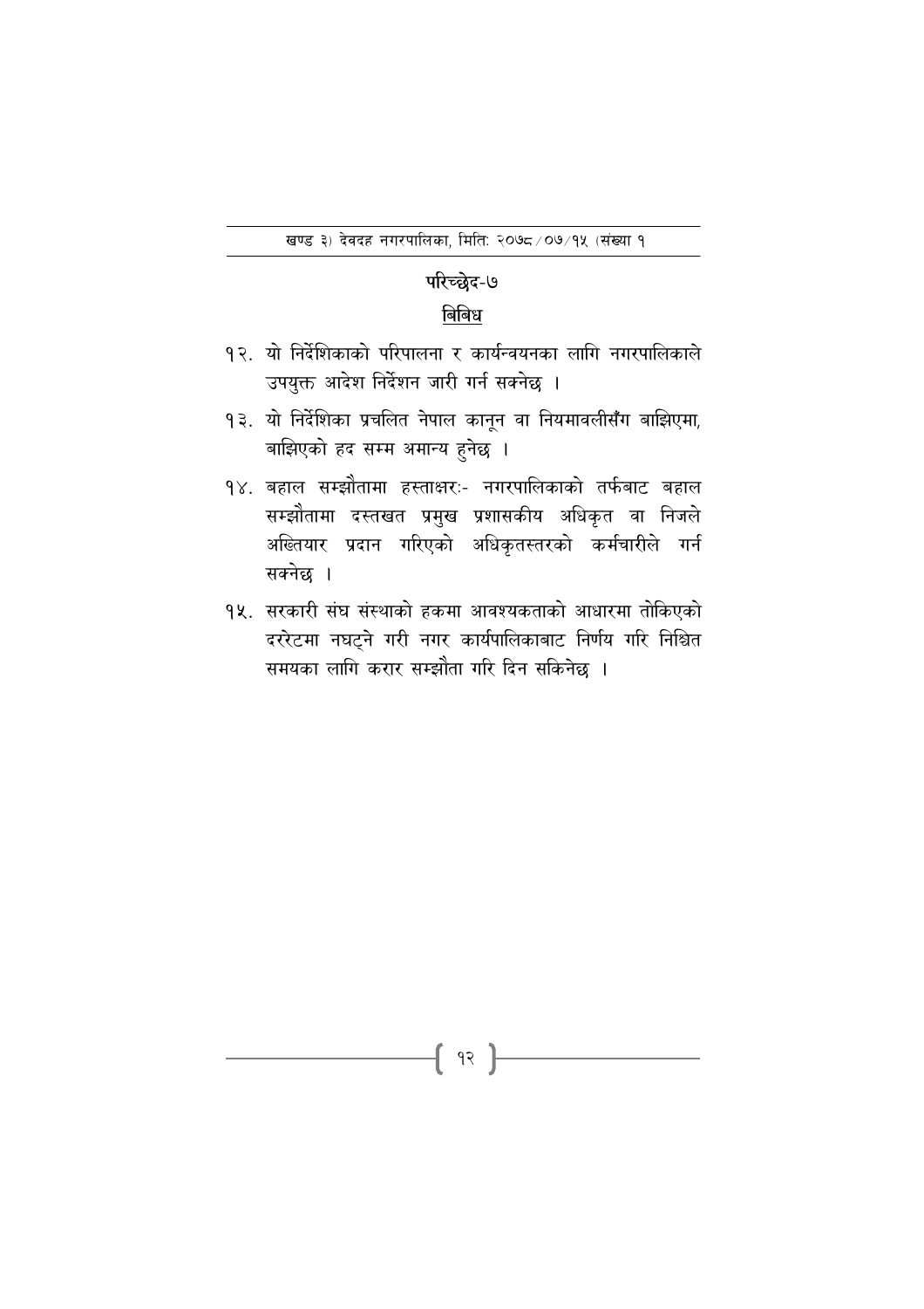## परिच्छेद-७

## बिबिध

१२. यो निर्देशिकाको परिपालना र कार्यन्वयनका लागि नगरपालिकाले उपयुक्त आदेश निर्देशन जारी गर्न सक्नेछ ।

१३. यो निर्देशिका प्रचलित नेपाल कानून वा नियमावलीसँग बाझिएमा, बाझिएको हद सम्म अमान्य हुनेछ ।

१४. बहाल सम्झौतामा हस्ताक्षरः- नगरपालिकाको तर्फबाट बहाल सम्झौतामा दस्तखत प्रमुख प्रशासकीय अधिकृत वा निजले अख्तियार प्रदान गरिएको अधिकृतस्तरको कर्मचारीले गर्न सक्नेछ ।

१५. सरकारी संघ संस्थाको हकमा आवश्यकताको आधारमा तोकिएको दररेटमा नघट्ने गरी नगर कार्यपालिकाबाट निर्णय गरि निश्चित समयका लागि करार सम्झौता गरि दिन सकिनेछ ।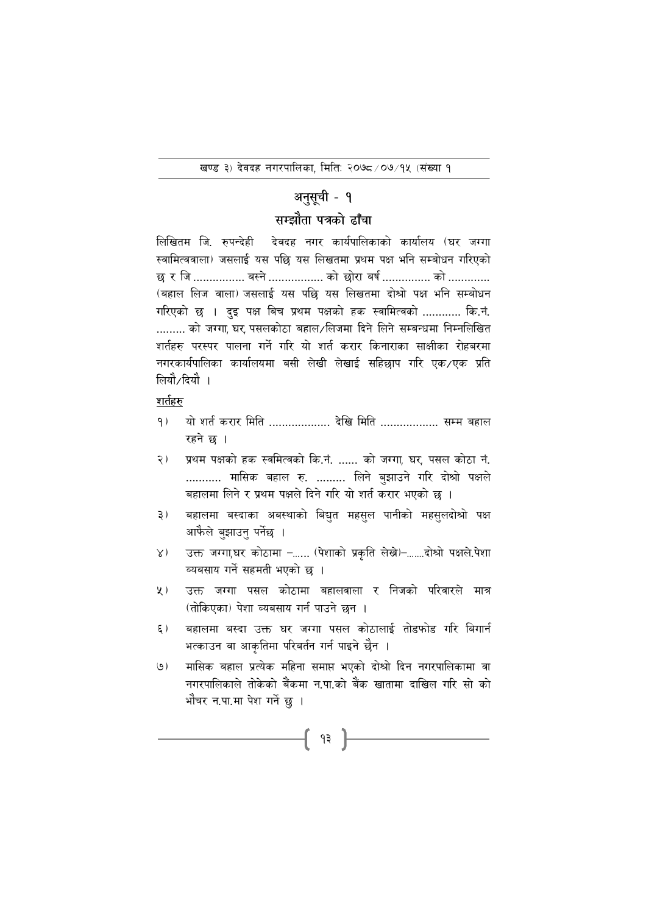# अनुसूची - १

## सम्झौता पत्रको ढाँचा

लिखितम जि. रुपन्देही  देवदह नगर कार्यपालिकाको कार्यालय (घर जग्गा स्वामित्ववाला) जसलाई यस पछि यस लिखतमा प्रथम पक्ष भनि सम्बोधन गरिएको छ र जि ................ बस्ने ................. को छोरा बर्ष ............... को ............. (बहाल लिज वाला) जसलाई यस पछि यस लिखतमा दोश्रो पक्ष भनि सम्बोधन गरिएको छ । दुइ पक्ष बिच प्रथम पक्षको हक स्वामित्वको ............ कि.नं. ......... को जग्गा, घर, पसलकोठा बहाल/लिजमा दिने लिने सम्बन्धमा निम्नलिखित शर्तहरु परस्पर पालना गर्ने गरि यो शर्त करार किनाराका साक्षीका रोहबरमा नगरकार्यपालिका कार्यालयमा बसी लेखी लेखाई सहिछाप गरि एक/एक प्रति लियौ/दियौ ।

**शर्तहरु**

१) यो शर्त करार मिति ................... देखि मिति ................. सम्म बहाल रहने छ ।

२) प्रथम पक्षको हक स्वमित्वको कि.नं. ...... को जग्गा, घर, पसल कोठा नं. ........... मासिक बहाल रु. ......... लिने बुझाउने गरि दोश्रो पक्षले बहालमा लिने र प्रथम पक्षले दिने गरि यो शर्त करार भएको छ ।

३) बहालमा बस्दाका अबस्थाको बिद्युत महसुल पानीको महसुलदोश्रो पक्ष आफैले बुझाउनु पर्नेछ ।

४) उक्त जग्गा,घर कोठामा –...... (पेशाको प्रकृति लेख्ने)–.......दोश्रो पक्षले.पेशा ब्यबसाय गर्ने सहमती भएको छ ।

५) उक्त जग्गा पसल कोठामा बहालवाला र निजको परिवारले मात्र (तोकिएका) पेशा ब्यबसाय गर्न पाउने छन ।

६) बहालमा बस्दा उक्त घर जग्गा पसल कोठालाई तोडफोड गरि बिगार्न भत्काउन वा आकृतिमा परिबर्तन गर्न पाइने छैन ।

७) मासिक बहाल प्रत्येक महिना समाप्त भएको दोश्रो दिन नगरपालिकामा वा नगरपालिकाले तोकेको बैंकमा न.पा.को बैंक खातामा दाखिल गरि सो को भौचर न.पा.मा पेश गर्ने छु ।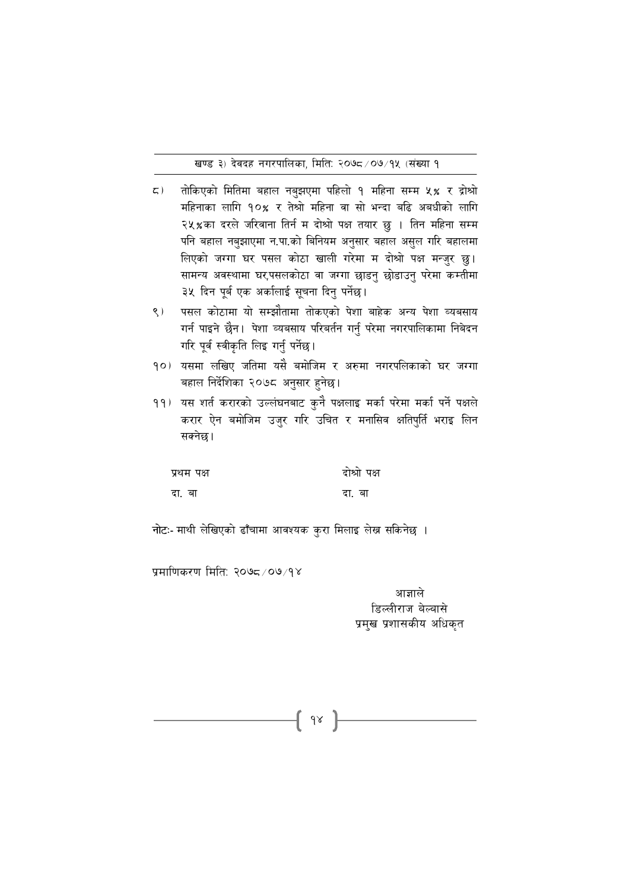८) तोकिएको मितिमा बहाल नबुझएमा पहिलो १ महिना सम्म ५% र द्रोश्रो महिनाका लागि १०% र तेश्रो महिना वा सो भन्दा बढि अबधीको लागि २५%का दरले जरिवाना तिर्न म दोश्रो पक्ष तयार छु । तिन महिना सम्म पनि बहाल नबुझाएमा न.पा.को बिनियम अनुसार बहाल असुल गरि बहालमा लिएको जग्गा घर पसल कोठा खाली गरेमा म दोश्रो पक्ष मन्जुर छु। सामन्य अवस्थामा घर,पसलकोठा वा जग्गा छाडनु छोडाउनु परेमा कम्तीमा ३५ दिन पूर्व एक अर्कालाई सूचना दिनु पर्नेछ।

९) पसल कोठामा यो सम्झौतामा तोकएको पेशा बाहेक अन्य पेशा व्यबसाय गर्न पाइने छैन। पेशा व्यबसाय परिबर्तन गर्नु परेमा नगरपालिकामा निबेदन गरि पूर्व स्वीकृति लिइ गर्नु पर्नेछ।

१०) यसमा लखिए जतिमा यसै बमोजिम र अरुमा नगरपलिकाको घर जग्गा बहाल निर्देशिका २०७८ अनुसार हुनेछ।

११) यस शर्त करारको उल्लंघनबाट कुनै पक्षलाइ मर्का परेमा मर्का पर्ने पक्षले करार ऐन बमोजिम उजुर गरि उचित र मनासिव क्षतिपुर्ति भराइ लिन सक्नेछ।

| | |
|---|---|
| प्रथम पक्ष | दोश्रो पक्ष |
| दा. बा | दा. बा |

नोटः- माथी लेखिएको ढाँचामा आवश्यक कुरा मिलाइ लेख्न सकिनेछ ।

प्रमाणिकरण मितिः २०७८/०७/१४

आज्ञाले
डिल्लीराज बेल्वासे
प्रमुख प्रशासकीय अधिकृत